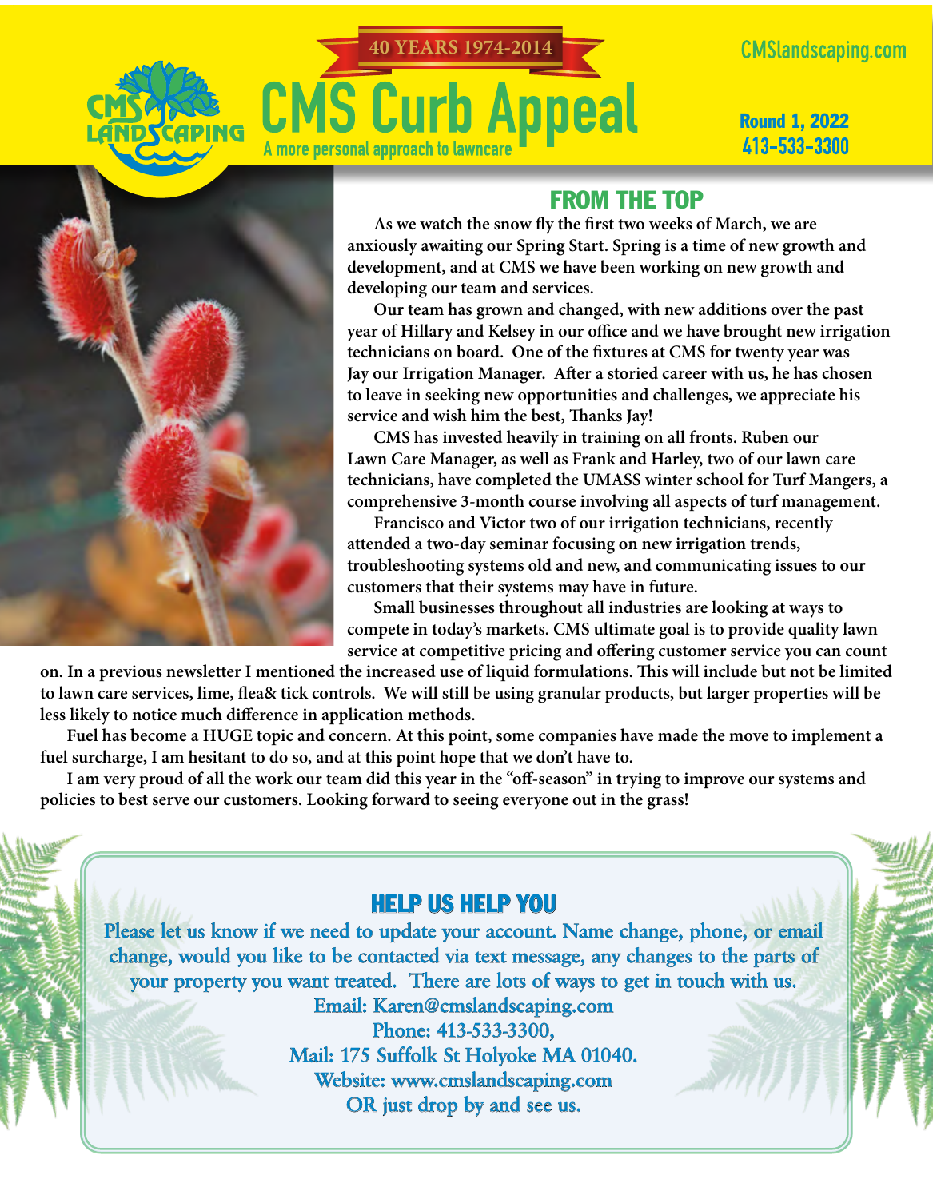40 YEARS 1974-2014

# CMS Curb Appeal

A more personal approach to lawncare

CMSlandscaping.com

**Round 1, 2022**
**413-533-3300**

## FROM THE TOP

**As we watch the snow fly the first two weeks of March, we are anxiously awaiting our Spring Start. Spring is a time of new growth and development, and at CMS we have been working on new growth and developing our team and services.**

**Our team has grown and changed, with new additions over the past year of Hillary and Kelsey in our office and we have brought new irrigation technicians on board. One of the fixtures at CMS for twenty year was Jay our Irrigation Manager. After a storied career with us, he has chosen to leave in seeking new opportunities and challenges, we appreciate his service and wish him the best, Thanks Jay!**

**CMS has invested heavily in training on all fronts. Ruben our Lawn Care Manager, as well as Frank and Harley, two of our lawn care technicians, have completed the UMASS winter school for Turf Mangers, a comprehensive 3-month course involving all aspects of turf management.**

**Francisco and Victor two of our irrigation technicians, recently attended a two-day seminar focusing on new irrigation trends, troubleshooting systems old and new, and communicating issues to our customers that their systems may have in future.**

**Small businesses throughout all industries are looking at ways to compete in today's markets. CMS ultimate goal is to provide quality lawn service at competitive pricing and offering customer service you can count on. In a previous newsletter I mentioned the increased use of liquid formulations. This will include but not be limited to lawn care services, lime, flea& tick controls. We will still be using granular products, but larger properties will be less likely to notice much difference in application methods.**

**Fuel has become a HUGE topic and concern. At this point, some companies have made the move to implement a fuel surcharge, I am hesitant to do so, and at this point hope that we don't have to.**

**I am very proud of all the work our team did this year in the "off-season" in trying to improve our systems and policies to best serve our customers. Looking forward to seeing everyone out in the grass!**

## HELP US HELP YOU

Please let us know if we need to update your account. Name change, phone, or email change, would you like to be contacted via text message, any changes to the parts of your property you want treated. There are lots of ways to get in touch with us.

Email: Karen@cmslandscaping.com
Phone: 413-533-3300,
Mail: 175 Suffolk St Holyoke MA 01040.
Website: www.cmslandscaping.com
OR just drop by and see us.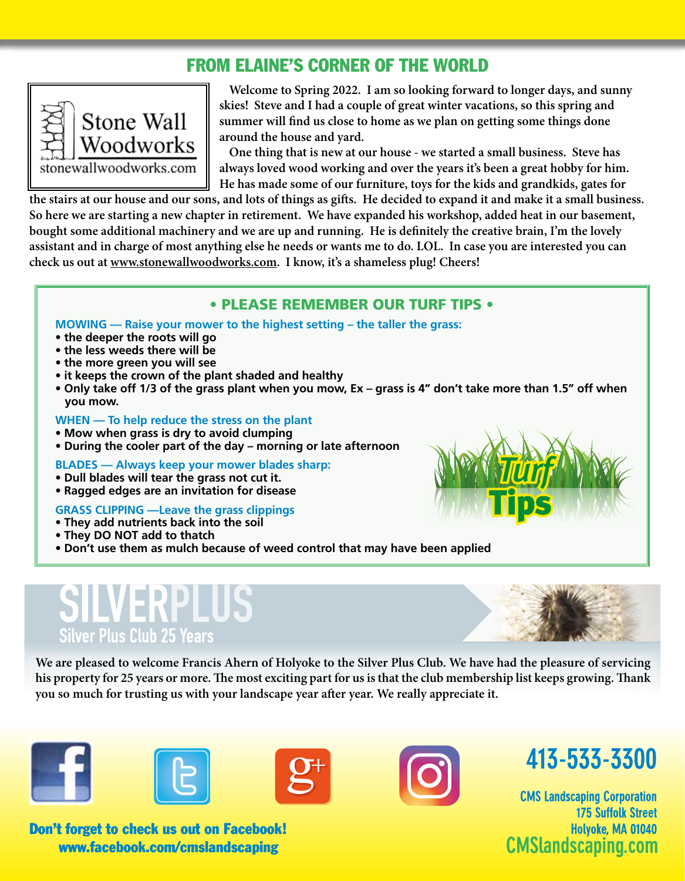## FROM ELAINE'S CORNER OF THE WORLD

Stone Wall Woodworks
stonewallwoodworks.com

Welcome to Spring 2022. I am so looking forward to longer days, and sunny skies! Steve and I had a couple of great winter vacations, so this spring and summer will find us close to home as we plan on getting some things done around the house and yard.

One thing that is new at our house - we started a small business. Steve has always loved wood working and over the years it's been a great hobby for him. He has made some of our furniture, toys for the kids and grandkids, gates for the stairs at our house and our sons, and lots of things as gifts. He decided to expand it and make it a small business. So here we are starting a new chapter in retirement. We have expanded his workshop, added heat in our basement, bought some additional machinery and we are up and running. He is definitely the creative brain, I'm the lovely assistant and in charge of most anything else he needs or wants me to do. LOL. In case you are interested you can check us out at www.stonewallwoodworks.com. I know, it's a shameless plug! Cheers!

### • PLEASE REMEMBER OUR TURF TIPS •

**MOWING — Raise your mower to the highest setting – the taller the grass:**

- the deeper the roots will go
- the less weeds there will be
- the more green you will see
- it keeps the crown of the plant shaded and healthy
- Only take off 1/3 of the grass plant when you mow, Ex – grass is 4" don't take more than 1.5" off when you mow.

**WHEN — To help reduce the stress on the plant**

- Mow when grass is dry to avoid clumping
- During the cooler part of the day – morning or late afternoon

**BLADES — Always keep your mower blades sharp:**

- Dull blades will tear the grass not cut it.
- Ragged edges are an invitation for disease

**GRASS CLIPPING —Leave the grass clippings**

- They add nutrients back into the soil
- They DO NOT add to thatch
- Don't use them as mulch because of weed control that may have been applied

*Turf* **Tips**

## SILVERPLUS

### Silver Plus Club 25 Years

We are pleased to welcome Francis Ahern of Holyoke to the Silver Plus Club. We have had the pleasure of servicing his property for 25 years or more. The most exciting part for us is that the club membership list keeps growing. Thank you so much for trusting us with your landscape year after year. We really appreciate it.

**Don't forget to check us out on Facebook!**
www.facebook.com/cmslandscaping

**413-533-3300**

CMS Landscaping Corporation
175 Suffolk Street
Holyoke, MA 01040
CMSlandscaping.com